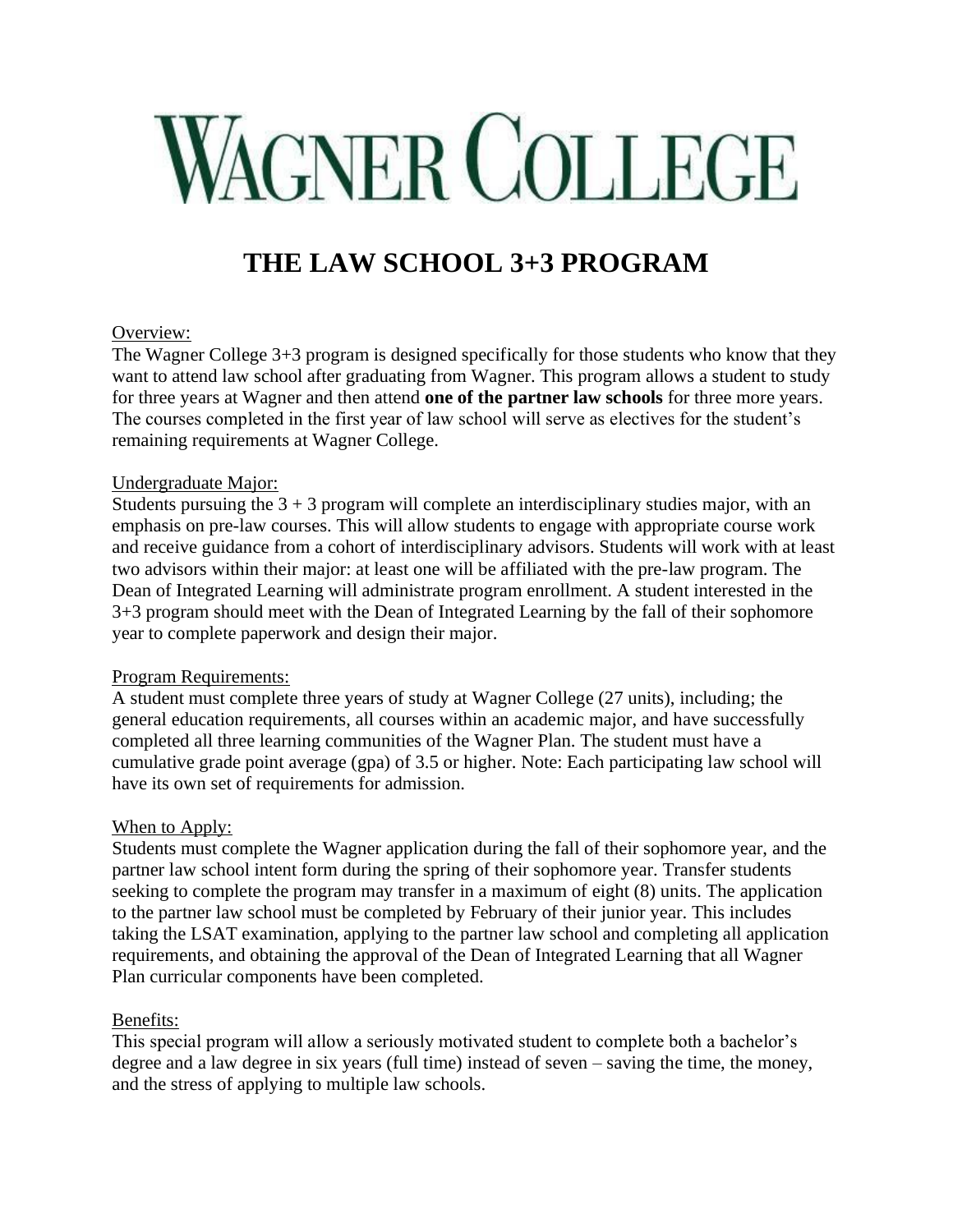# WAGNER COLLEGE

## THE LAW SCHOOL 3+3 PROGRAM

Overview:

The Wagner College 3+3 program is designed specifically for those students who know that they want to attend law school after graduating from Wagner. This program allows a student to study for three years at Wagner and then attend **one of the partner law schools** for three more years. The courses completed in the first year of law school will serve as electives for the student's remaining requirements at Wagner College.

Undergraduate Major:

Students pursuing the 3 + 3 program will complete an interdisciplinary studies major, with an emphasis on pre-law courses. This will allow students to engage with appropriate course work and receive guidance from a cohort of interdisciplinary advisors. Students will work with at least two advisors within their major: at least one will be affiliated with the pre-law program. The Dean of Integrated Learning will administrate program enrollment. A student interested in the 3+3 program should meet with the Dean of Integrated Learning by the fall of their sophomore year to complete paperwork and design their major.

Program Requirements:

A student must complete three years of study at Wagner College (27 units), including; the general education requirements, all courses within an academic major, and have successfully completed all three learning communities of the Wagner Plan. The student must have a cumulative grade point average (gpa) of 3.5 or higher. Note: Each participating law school will have its own set of requirements for admission.

When to Apply:

Students must complete the Wagner application during the fall of their sophomore year, and the partner law school intent form during the spring of their sophomore year. Transfer students seeking to complete the program may transfer in a maximum of eight (8) units. The application to the partner law school must be completed by February of their junior year. This includes taking the LSAT examination, applying to the partner law school and completing all application requirements, and obtaining the approval of the Dean of Integrated Learning that all Wagner Plan curricular components have been completed.

Benefits:

This special program will allow a seriously motivated student to complete both a bachelor's degree and a law degree in six years (full time) instead of seven – saving the time, the money, and the stress of applying to multiple law schools.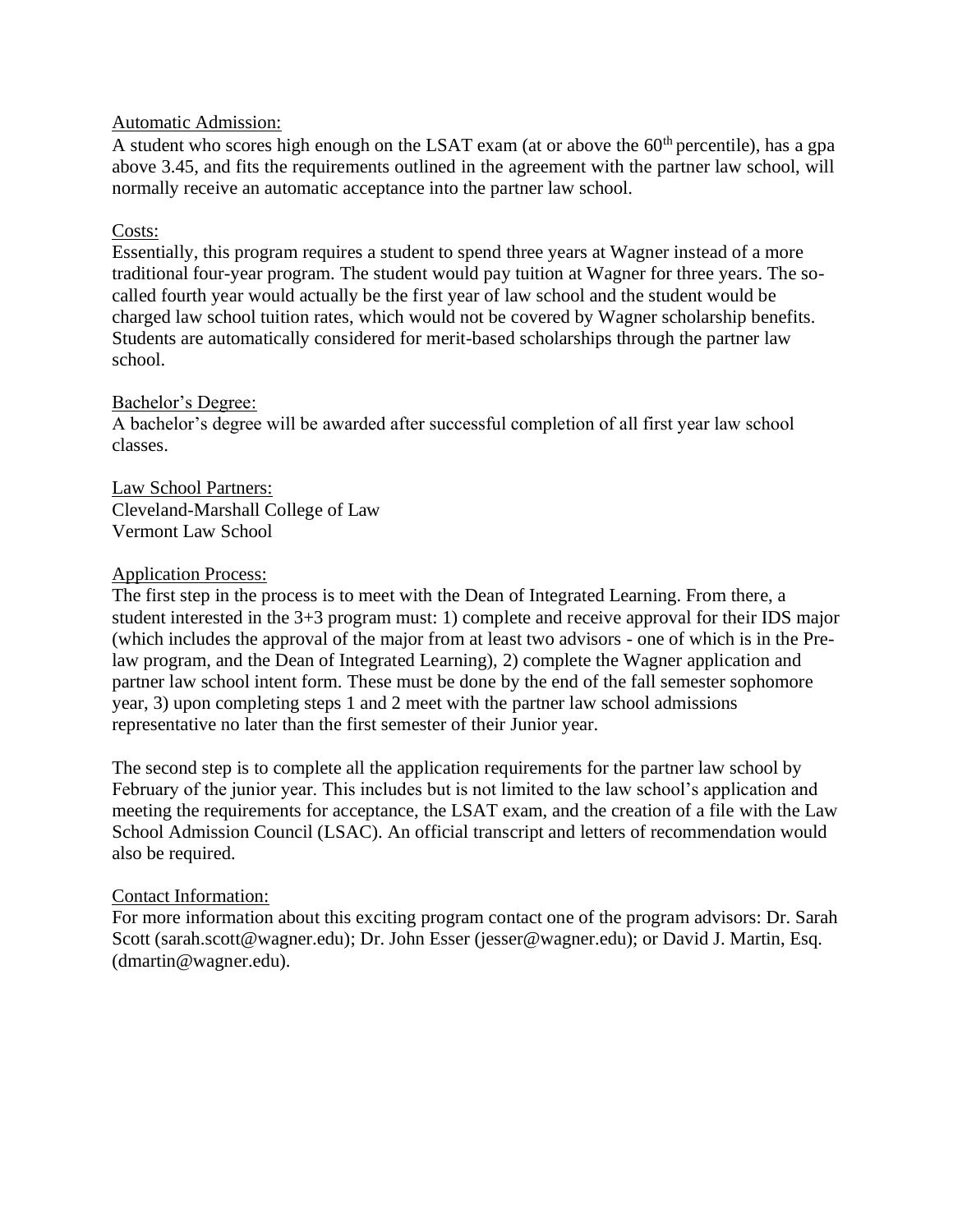Automatic Admission:

A student who scores high enough on the LSAT exam (at or above the 60th percentile), has a gpa above 3.45, and fits the requirements outlined in the agreement with the partner law school, will normally receive an automatic acceptance into the partner law school.

Costs:

Essentially, this program requires a student to spend three years at Wagner instead of a more traditional four-year program. The student would pay tuition at Wagner for three years. The so-called fourth year would actually be the first year of law school and the student would be charged law school tuition rates, which would not be covered by Wagner scholarship benefits. Students are automatically considered for merit-based scholarships through the partner law school.

Bachelor's Degree:

A bachelor's degree will be awarded after successful completion of all first year law school classes.

Law School Partners:

Cleveland-Marshall College of Law
Vermont Law School

Application Process:

The first step in the process is to meet with the Dean of Integrated Learning. From there, a student interested in the 3+3 program must: 1) complete and receive approval for their IDS major (which includes the approval of the major from at least two advisors - one of which is in the Pre-law program, and the Dean of Integrated Learning), 2) complete the Wagner application and partner law school intent form. These must be done by the end of the fall semester sophomore year, 3) upon completing steps 1 and 2 meet with the partner law school admissions representative no later than the first semester of their Junior year.

The second step is to complete all the application requirements for the partner law school by February of the junior year. This includes but is not limited to the law school's application and meeting the requirements for acceptance, the LSAT exam, and the creation of a file with the Law School Admission Council (LSAC). An official transcript and letters of recommendation would also be required.

Contact Information:

For more information about this exciting program contact one of the program advisors: Dr. Sarah Scott (sarah.scott@wagner.edu); Dr. John Esser (jesser@wagner.edu); or David J. Martin, Esq. (dmartin@wagner.edu).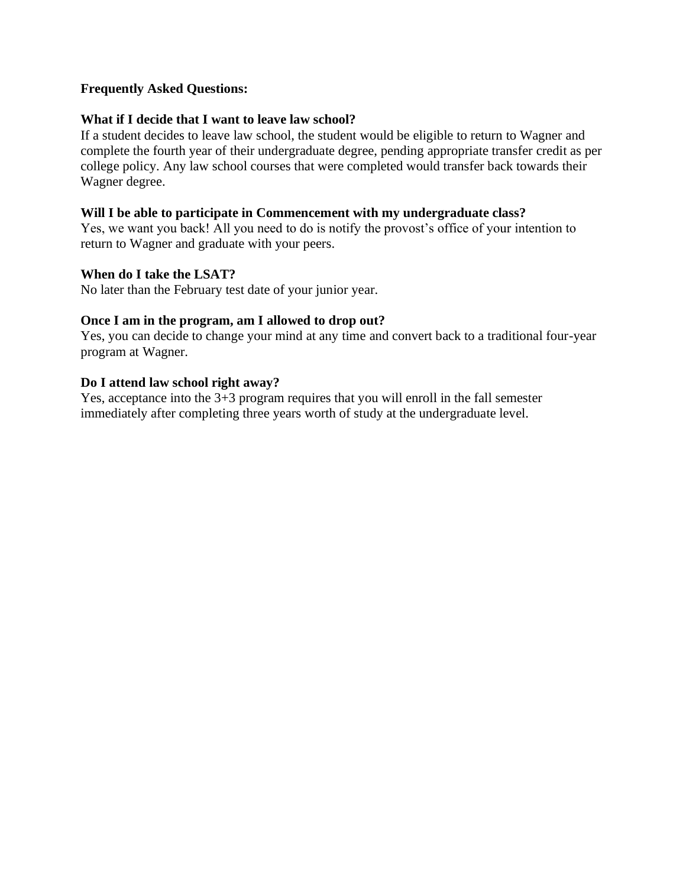**Frequently Asked Questions:**

**What if I decide that I want to leave law school?**

If a student decides to leave law school, the student would be eligible to return to Wagner and complete the fourth year of their undergraduate degree, pending appropriate transfer credit as per college policy. Any law school courses that were completed would transfer back towards their Wagner degree.

**Will I be able to participate in Commencement with my undergraduate class?**

Yes, we want you back! All you need to do is notify the provost's office of your intention to return to Wagner and graduate with your peers.

**When do I take the LSAT?**

No later than the February test date of your junior year.

**Once I am in the program, am I allowed to drop out?**

Yes, you can decide to change your mind at any time and convert back to a traditional four-year program at Wagner.

**Do I attend law school right away?**

Yes, acceptance into the 3+3 program requires that you will enroll in the fall semester immediately after completing three years worth of study at the undergraduate level.